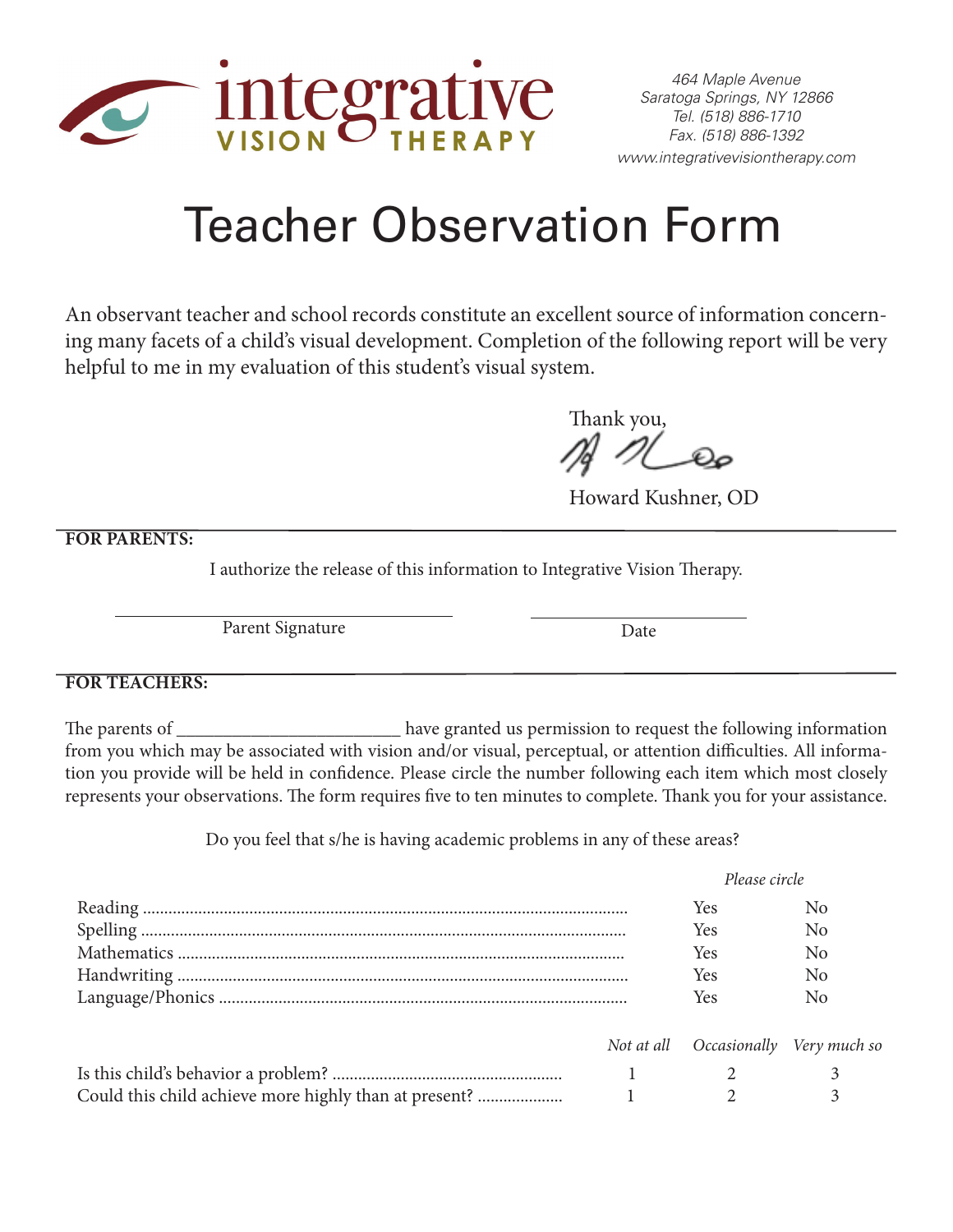integrative VISION THERAPY

464 Maple Avenue
Saratoga Springs, NY 12866
Tel. (518) 886-1710
Fax. (518) 886-1392
www.integrativevisiontherapy.com

# Teacher Observation Form

An observant teacher and school records constitute an excellent source of information concerning many facets of a child's visual development. Completion of the following report will be very helpful to me in my evaluation of this student's visual system.

Thank you,

Howard Kushner, OD

---

**FOR PARENTS:**

I authorize the release of this information to Integrative Vision Therapy.

\_\_\_\_\_\_\_\_\_\_\_\_\_\_\_\_\_\_\_\_\_\_\_\_\_\_\_\_\_\_ Parent Signature

\_\_\_\_\_\_\_\_\_\_\_\_\_\_\_\_\_\_\_\_ Date

---

**FOR TEACHERS:**

The parents of \_\_\_\_\_\_\_\_\_\_\_\_\_\_\_\_\_\_\_\_\_\_\_\_ have granted us permission to request the following information from you which may be associated with vision and/or visual, perceptual, or attention difficulties. All information you provide will be held in confidence. Please circle the number following each item which most closely represents your observations. The form requires five to ten minutes to complete. Thank you for your assistance.

Do you feel that s/he is having academic problems in any of these areas?

| | *Please circle* | |
|---|---|---|
| Reading | Yes | No |
| Spelling | Yes | No |
| Mathematics | Yes | No |
| Handwriting | Yes | No |
| Language/Phonics | Yes | No |

| | *Not at all* | *Occasionally* | *Very much so* |
|---|---|---|---|
| Is this child's behavior a problem? | 1 | 2 | 3 |
| Could this child achieve more highly than at present? | 1 | 2 | 3 |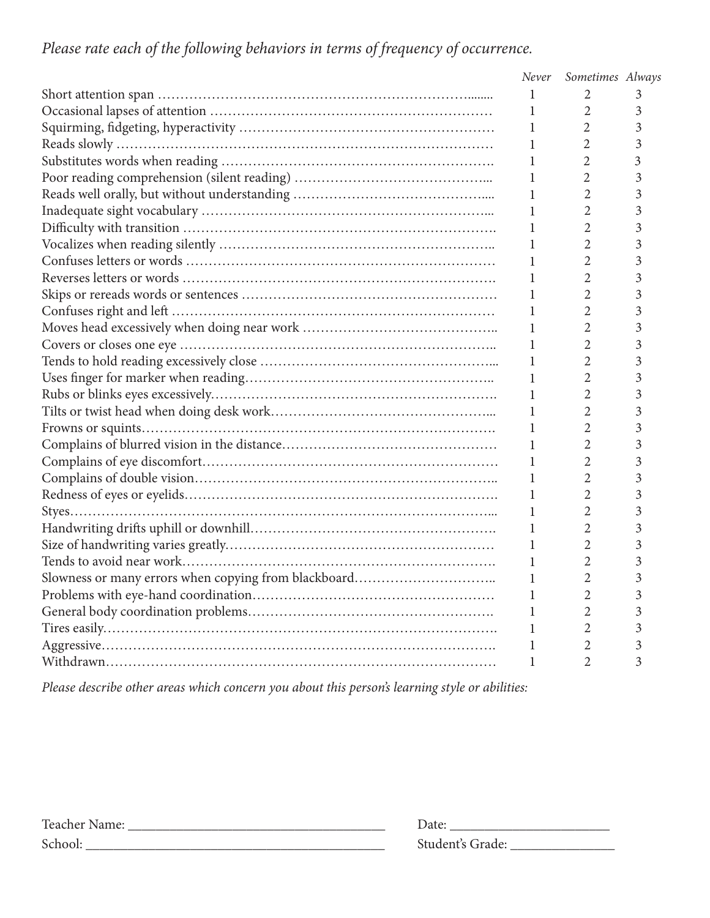*Please rate each of the following behaviors in terms of frequency of occurrence.*

| | *Never* | *Sometimes* | *Always* |
|---|---|---|---|
| Short attention span | 1 | 2 | 3 |
| Occasional lapses of attention | 1 | 2 | 3 |
| Squirming, fidgeting, hyperactivity | 1 | 2 | 3 |
| Reads slowly | 1 | 2 | 3 |
| Substitutes words when reading | 1 | 2 | 3 |
| Poor reading comprehension (silent reading) | 1 | 2 | 3 |
| Reads well orally, but without understanding | 1 | 2 | 3 |
| Inadequate sight vocabulary | 1 | 2 | 3 |
| Difficulty with transition | 1 | 2 | 3 |
| Vocalizes when reading silently | 1 | 2 | 3 |
| Confuses letters or words | 1 | 2 | 3 |
| Reverses letters or words | 1 | 2 | 3 |
| Skips or rereads words or sentences | 1 | 2 | 3 |
| Confuses right and left | 1 | 2 | 3 |
| Moves head excessively when doing near work | 1 | 2 | 3 |
| Covers or closes one eye | 1 | 2 | 3 |
| Tends to hold reading excessively close | 1 | 2 | 3 |
| Uses finger for marker when reading | 1 | 2 | 3 |
| Rubs or blinks eyes excessively | 1 | 2 | 3 |
| Tilts or twist head when doing desk work | 1 | 2 | 3 |
| Frowns or squints | 1 | 2 | 3 |
| Complains of blurred vision in the distance | 1 | 2 | 3 |
| Complains of eye discomfort | 1 | 2 | 3 |
| Complains of double vision | 1 | 2 | 3 |
| Redness of eyes or eyelids | 1 | 2 | 3 |
| Styes | 1 | 2 | 3 |
| Handwriting drifts uphill or downhill | 1 | 2 | 3 |
| Size of handwriting varies greatly | 1 | 2 | 3 |
| Tends to avoid near work | 1 | 2 | 3 |
| Slowness or many errors when copying from blackboard | 1 | 2 | 3 |
| Problems with eye-hand coordination | 1 | 2 | 3 |
| General body coordination problems | 1 | 2 | 3 |
| Tires easily | 1 | 2 | 3 |
| Aggressive | 1 | 2 | 3 |
| Withdrawn | 1 | 2 | 3 |

*Please describe other areas which concern you about this person's learning style or abilities:*

Teacher Name: ____________________________________ Date: ______________________

School: __________________________________________ Student's Grade: ______________